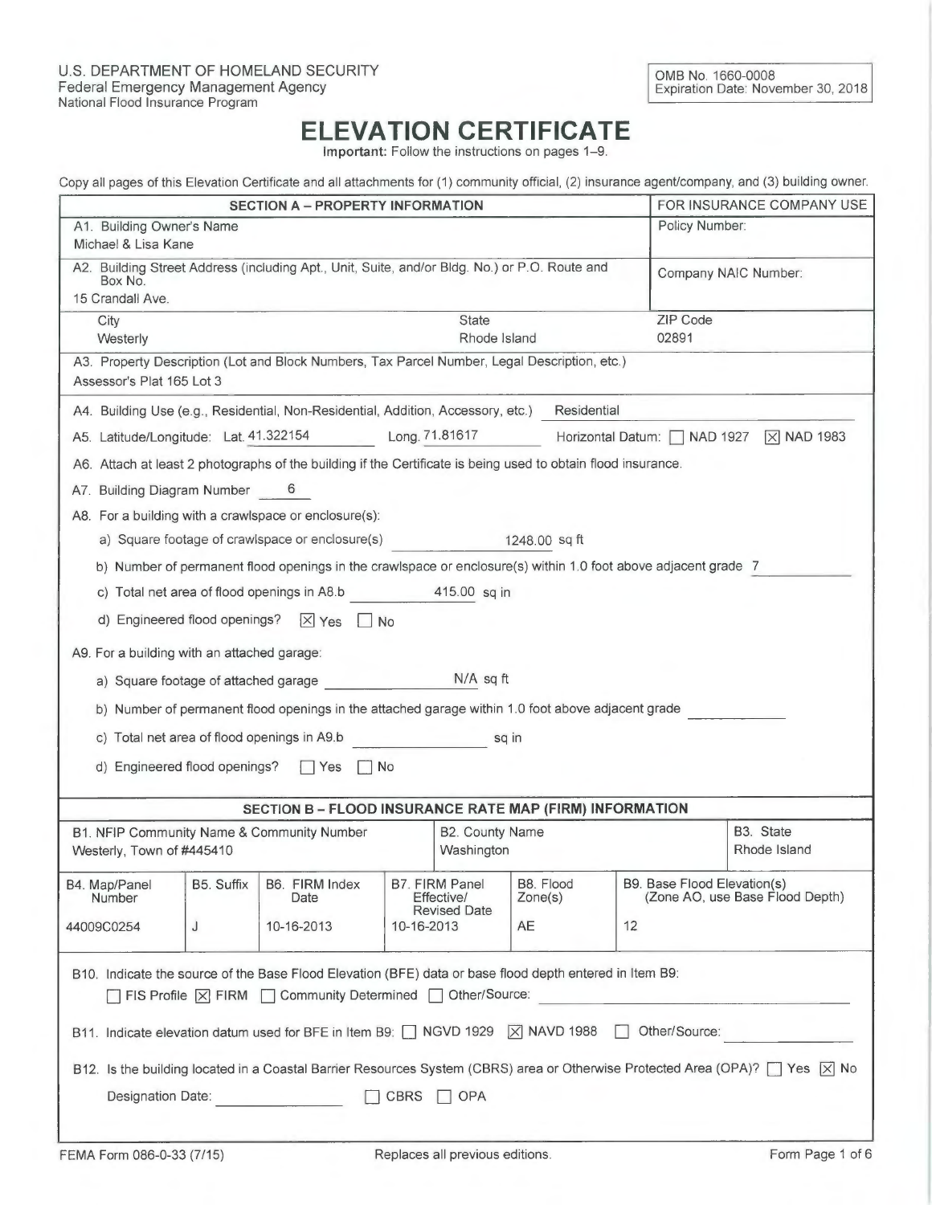U.S. DEPARTMENT OF HOMELAND SECURITY
Federal Emergency Management Agency
National Flood Insurance Program

OMB No. 1660-0008
Expiration Date: November 30, 2018

# ELEVATION CERTIFICATE

**Important:** Follow the instructions on pages 1–9.

Copy all pages of this Elevation Certificate and all attachments for (1) community official, (2) insurance agent/company, and (3) building owner.

| SECTION A – PROPERTY INFORMATION | | | FOR INSURANCE COMPANY USE |
|---|---|---|---|
| A1. Building Owner's Name<br>Michael & Lisa Kane | | | Policy Number: |
| A2. Building Street Address (including Apt., Unit, Suite, and/or Bldg. No.) or P.O. Route and Box No.<br>15 Crandall Ave. | | | Company NAIC Number: |
| City<br>Westerly | | State<br>Rhode Island | ZIP Code<br>02891 |

A3. Property Description (Lot and Block Numbers, Tax Parcel Number, Legal Description, etc.)
Assessor's Plat 165 Lot 3

A4. Building Use (e.g., Residential, Non-Residential, Addition, Accessory, etc.) Residential

A5. Latitude/Longitude: Lat. 41.322154 Long. 71.81617 Horizontal Datum: ☐ NAD 1927 ☒ NAD 1983

A6. Attach at least 2 photographs of the building if the Certificate is being used to obtain flood insurance.

A7. Building Diagram Number 6

A8. For a building with a crawlspace or enclosure(s):

a) Square footage of crawlspace or enclosure(s) 1248.00 sq ft

b) Number of permanent flood openings in the crawlspace or enclosure(s) within 1.0 foot above adjacent grade 7

c) Total net area of flood openings in A8.b 415.00 sq in

d) Engineered flood openings? ☒ Yes ☐ No

A9. For a building with an attached garage:

a) Square footage of attached garage N/A sq ft

b) Number of permanent flood openings in the attached garage within 1.0 foot above adjacent grade

c) Total net area of flood openings in A9.b sq in

d) Engineered flood openings? ☐ Yes ☐ No

## SECTION B – FLOOD INSURANCE RATE MAP (FIRM) INFORMATION

| B1. NFIP Community Name & Community Number | | | B2. County Name | | B3. State |
|---|---|---|---|---|---|
| Westerly, Town of #445410 | | | Washington | | Rhode Island |

| B4. Map/Panel Number | B5. Suffix | B6. FIRM Index Date | B7. FIRM Panel Effective/Revised Date | B8. Flood Zone(s) | B9. Base Flood Elevation(s) (Zone AO, use Base Flood Depth) |
|---|---|---|---|---|---|
| 44009C0254 | J | 10-16-2013 | 10-16-2013 | AE | 12 |

B10. Indicate the source of the Base Flood Elevation (BFE) data or base flood depth entered in Item B9:
☐ FIS Profile ☒ FIRM ☐ Community Determined ☐ Other/Source:

B11. Indicate elevation datum used for BFE in Item B9: ☐ NGVD 1929 ☒ NAVD 1988 ☐ Other/Source:

B12. Is the building located in a Coastal Barrier Resources System (CBRS) area or Otherwise Protected Area (OPA)? ☐ Yes ☒ No

Designation Date: ☐ CBRS ☐ OPA

FEMA Form 086-0-33 (7/15) Replaces all previous editions.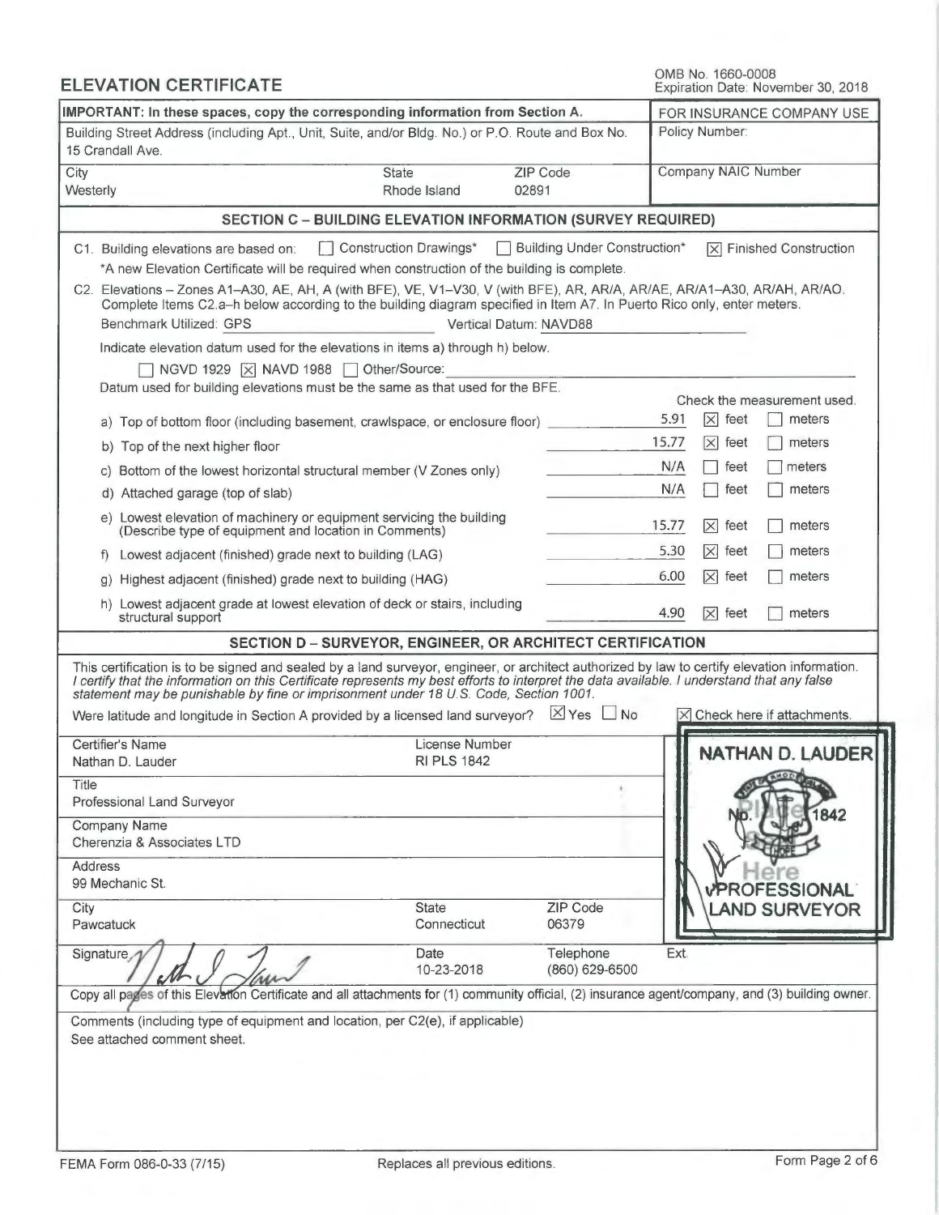# ELEVATION CERTIFICATE

OMB No. 1660-0008
Expiration Date: November 30, 2018

| IMPORTANT: In these spaces, copy the corresponding information from Section A. | | | FOR INSURANCE COMPANY USE |
|---|---|---|---|
| Building Street Address (including Apt., Unit, Suite, and/or Bldg. No.) or P.O. Route and Box No. 15 Crandall Ave. | | | Policy Number: |
| City Westerly | State Rhode Island | ZIP Code 02891 | Company NAIC Number |

## SECTION C – BUILDING ELEVATION INFORMATION (SURVEY REQUIRED)

C1. Building elevations are based on: ☐ Construction Drawings* ☐ Building Under Construction* ☒ Finished Construction

*A new Elevation Certificate will be required when construction of the building is complete.

C2. Elevations – Zones A1–A30, AE, AH, A (with BFE), VE, V1–V30, V (with BFE), AR, AR/A, AR/AE, AR/A1–A30, AR/AH, AR/AO. Complete Items C2.a–h below according to the building diagram specified in Item A7. In Puerto Rico only, enter meters.

Benchmark Utilized: GPS Vertical Datum: NAVD88

Indicate elevation datum used for the elevations in items a) through h) below.

☐ NGVD 1929 ☒ NAVD 1988 ☐ Other/Source:

Datum used for building elevations must be the same as that used for the BFE.

| | Elevation | Check the measurement used. |
|---|---|---|
| a) Top of bottom floor (including basement, crawlspace, or enclosure floor) | 5.91 | ☒ feet ☐ meters |
| b) Top of the next higher floor | 15.77 | ☒ feet ☐ meters |
| c) Bottom of the lowest horizontal structural member (V Zones only) | N/A | ☐ feet ☐ meters |
| d) Attached garage (top of slab) | N/A | ☐ feet ☐ meters |
| e) Lowest elevation of machinery or equipment servicing the building (Describe type of equipment and location in Comments) | 15.77 | ☒ feet ☐ meters |
| f) Lowest adjacent (finished) grade next to building (LAG) | 5.30 | ☒ feet ☐ meters |
| g) Highest adjacent (finished) grade next to building (HAG) | 6.00 | ☒ feet ☐ meters |
| h) Lowest adjacent grade at lowest elevation of deck or stairs, including structural support | 4.90 | ☒ feet ☐ meters |

## SECTION D – SURVEYOR, ENGINEER, OR ARCHITECT CERTIFICATION

This certification is to be signed and sealed by a land surveyor, engineer, or architect authorized by law to certify elevation information. *I certify that the information on this Certificate represents my best efforts to interpret the data available. I understand that any false statement may be punishable by fine or imprisonment under 18 U.S. Code, Section 1001.*

Were latitude and longitude in Section A provided by a licensed land surveyor? ☒ Yes ☐ No ☒ Check here if attachments.

| | | |
|---|---|---|
| Certifier's Name Nathan D. Lauder | License Number RI PLS 1842 | |
| Title Professional Land Surveyor | | |
| Company Name Cherenzia & Associates LTD | | |
| Address 99 Mechanic St. | | |
| City Pawcatuck | State Connecticut | ZIP Code 06379 |
| Signature | Date 10-23-2018 | Telephone (860) 629-6500 Ext. |

NATHAN D. LAUDER
No. 1842
PROFESSIONAL LAND SURVEYOR
Place Seal Here

Copy all pages of this Elevation Certificate and all attachments for (1) community official, (2) insurance agent/company, and (3) building owner.

Comments (including type of equipment and location, per C2(e), if applicable)
See attached comment sheet.

FEMA Form 086-0-33 (7/15) Replaces all previous editions.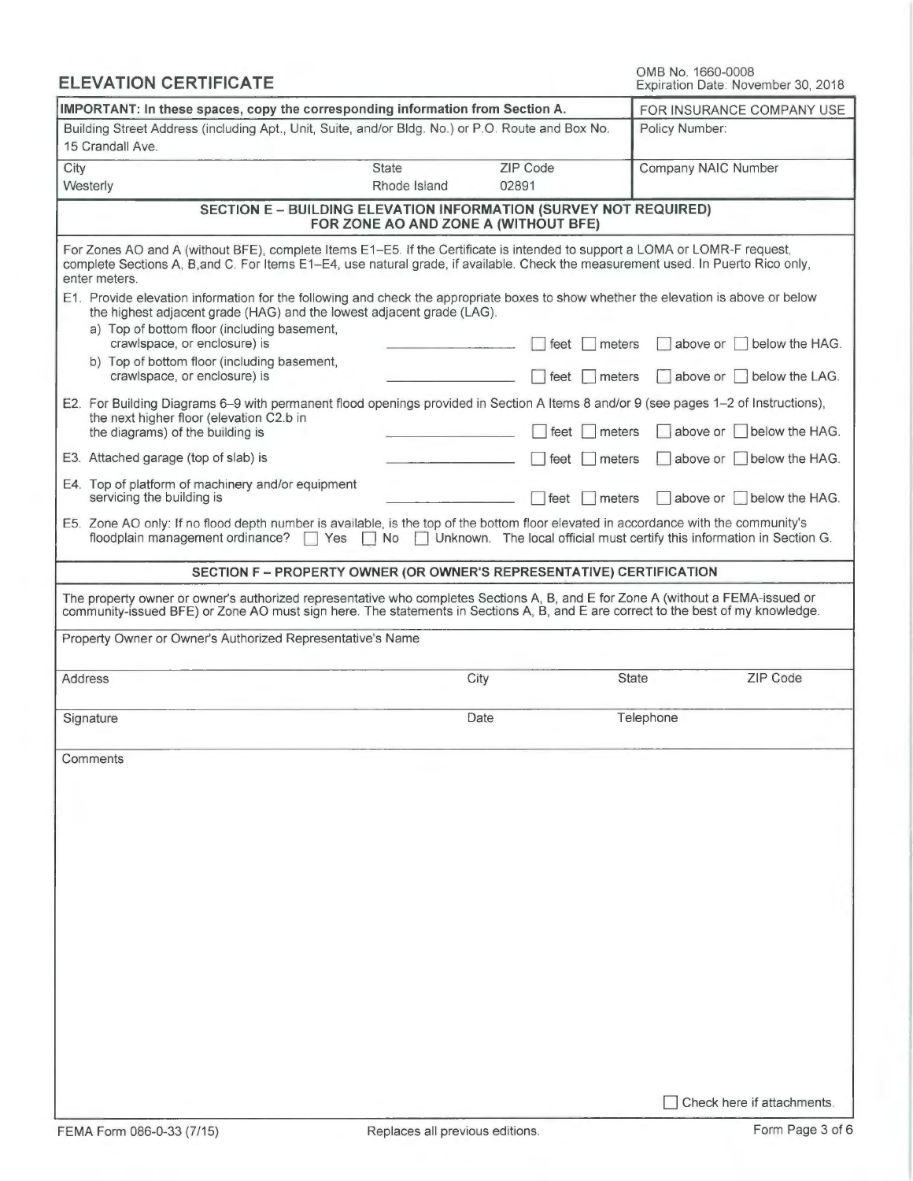# ELEVATION CERTIFICATE

OMB No. 1660-0008
Expiration Date: November 30, 2018

| **IMPORTANT: In these spaces, copy the corresponding information from Section A.** | | | FOR INSURANCE COMPANY USE |
|---|---|---|---|
| Building Street Address (including Apt., Unit, Suite, and/or Bldg. No.) or P.O. Route and Box No.<br>15 Crandall Ave. | | | Policy Number: |
| City<br>Westerly | State<br>Rhode Island | ZIP Code<br>02891 | Company NAIC Number |

## SECTION E – BUILDING ELEVATION INFORMATION (SURVEY NOT REQUIRED) FOR ZONE AO AND ZONE A (WITHOUT BFE)

For Zones AO and A (without BFE), complete Items E1–E5. If the Certificate is intended to support a LOMA or LOMR-F request, complete Sections A, B,and C. For Items E1–E4, use natural grade, if available. Check the measurement used. In Puerto Rico only, enter meters.

E1. Provide elevation information for the following and check the appropriate boxes to show whether the elevation is above or below the highest adjacent grade (HAG) and the lowest adjacent grade (LAG).

a) Top of bottom floor (including basement, crawlspace, or enclosure) is ____________ ☐ feet ☐ meters ☐ above or ☐ below the HAG.

b) Top of bottom floor (including basement, crawlspace, or enclosure) is ____________ ☐ feet ☐ meters ☐ above or ☐ below the LAG.

E2. For Building Diagrams 6–9 with permanent flood openings provided in Section A Items 8 and/or 9 (see pages 1–2 of Instructions), the next higher floor (elevation C2.b in the diagrams) of the building is ____________ ☐ feet ☐ meters ☐ above or ☐ below the HAG.

E3. Attached garage (top of slab) is ____________ ☐ feet ☐ meters ☐ above or ☐ below the HAG.

E4. Top of platform of machinery and/or equipment servicing the building is ____________ ☐ feet ☐ meters ☐ above or ☐ below the HAG.

E5. Zone AO only: If no flood depth number is available, is the top of the bottom floor elevated in accordance with the community's floodplain management ordinance? ☐ Yes ☐ No ☐ Unknown. The local official must certify this information in Section G.

## SECTION F – PROPERTY OWNER (OR OWNER'S REPRESENTATIVE) CERTIFICATION

The property owner or owner's authorized representative who completes Sections A, B, and E for Zone A (without a FEMA-issued or community-issued BFE) or Zone AO must sign here. The statements in Sections A, B, and E are correct to the best of my knowledge.

Property Owner or Owner's Authorized Representative's Name

| Address | City | State | ZIP Code |
|---|---|---|---|
| | | | |

| Signature | Date | Telephone |
|---|---|---|
| | | |

Comments

☐ Check here if attachments.

FEMA Form 086-0-33 (7/15) Replaces all previous editions.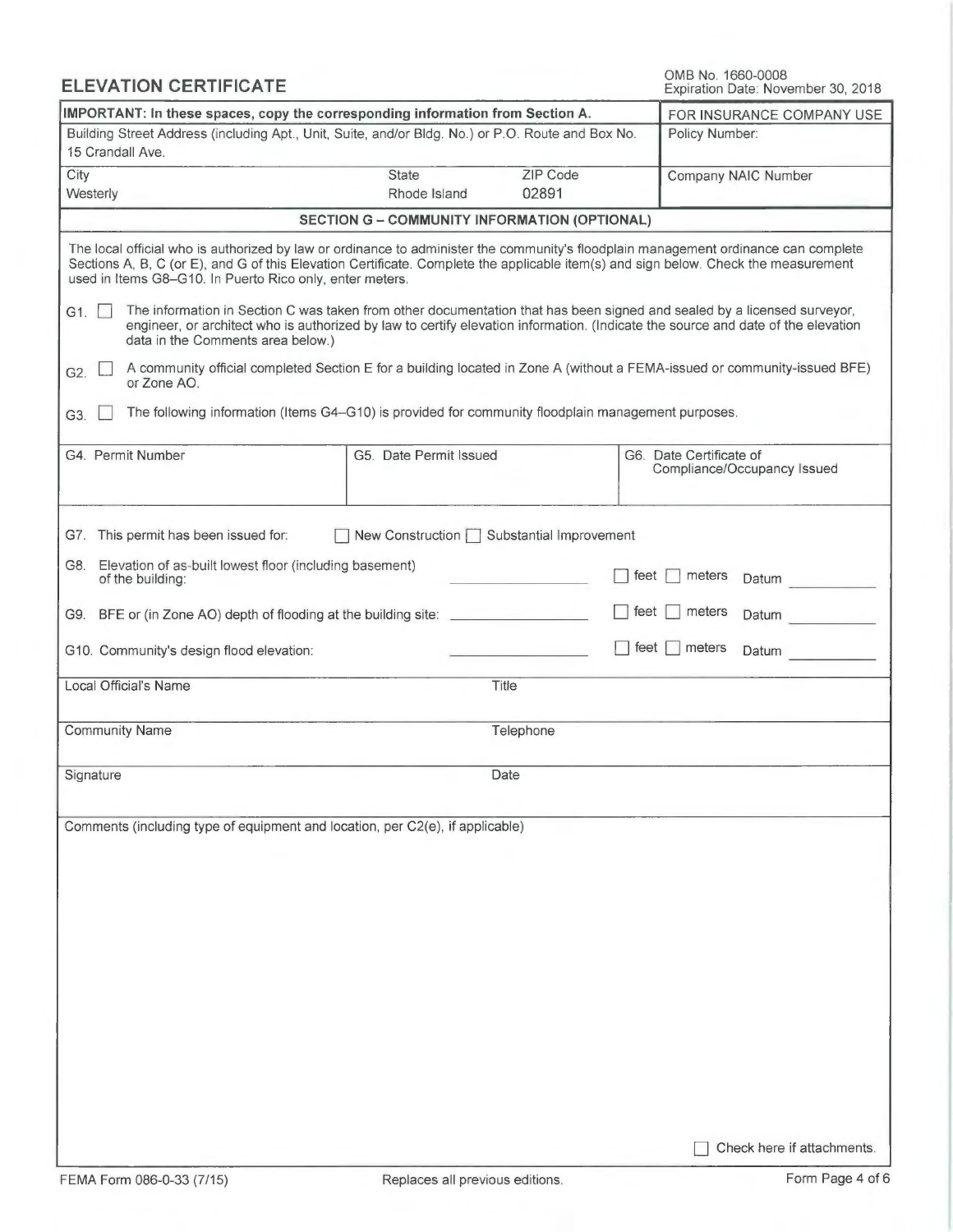# ELEVATION CERTIFICATE

OMB No. 1660-0008
Expiration Date: November 30, 2018

| IMPORTANT: In these spaces, copy the corresponding information from Section A. | | | FOR INSURANCE COMPANY USE |
|---|---|---|---|
| Building Street Address (including Apt., Unit, Suite, and/or Bldg. No.) or P.O. Route and Box No.<br>15 Crandall Ave. | | | Policy Number: |
| City<br>Westerly | State<br>Rhode Island | ZIP Code<br>02891 | Company NAIC Number |

## SECTION G – COMMUNITY INFORMATION (OPTIONAL)

The local official who is authorized by law or ordinance to administer the community's floodplain management ordinance can complete Sections A, B, C (or E), and G of this Elevation Certificate. Complete the applicable item(s) and sign below. Check the measurement used in Items G8–G10. In Puerto Rico only, enter meters.

G1. ☐ The information in Section C was taken from other documentation that has been signed and sealed by a licensed surveyor, engineer, or architect who is authorized by law to certify elevation information. (Indicate the source and date of the elevation data in the Comments area below.)

G2. ☐ A community official completed Section E for a building located in Zone A (without a FEMA-issued or community-issued BFE) or Zone AO.

G3. ☐ The following information (Items G4–G10) is provided for community floodplain management purposes.

| G4. Permit Number | G5. Date Permit Issued | G6. Date Certificate of Compliance/Occupancy Issued |
|---|---|---|
| | | |

G7. This permit has been issued for: ☐ New Construction ☐ Substantial Improvement

G8. Elevation of as-built lowest floor (including basement) of the building: __________ ☐ feet ☐ meters Datum __________

G9. BFE or (in Zone AO) depth of flooding at the building site: __________ ☐ feet ☐ meters Datum __________

G10. Community's design flood elevation: __________ ☐ feet ☐ meters Datum __________

| Local Official's Name | Title |
|---|---|
| Community Name | Telephone |
| Signature | Date |

Comments (including type of equipment and location, per C2(e), if applicable)

☐ Check here if attachments.

FEMA Form 086-0-33 (7/15) Replaces all previous editions.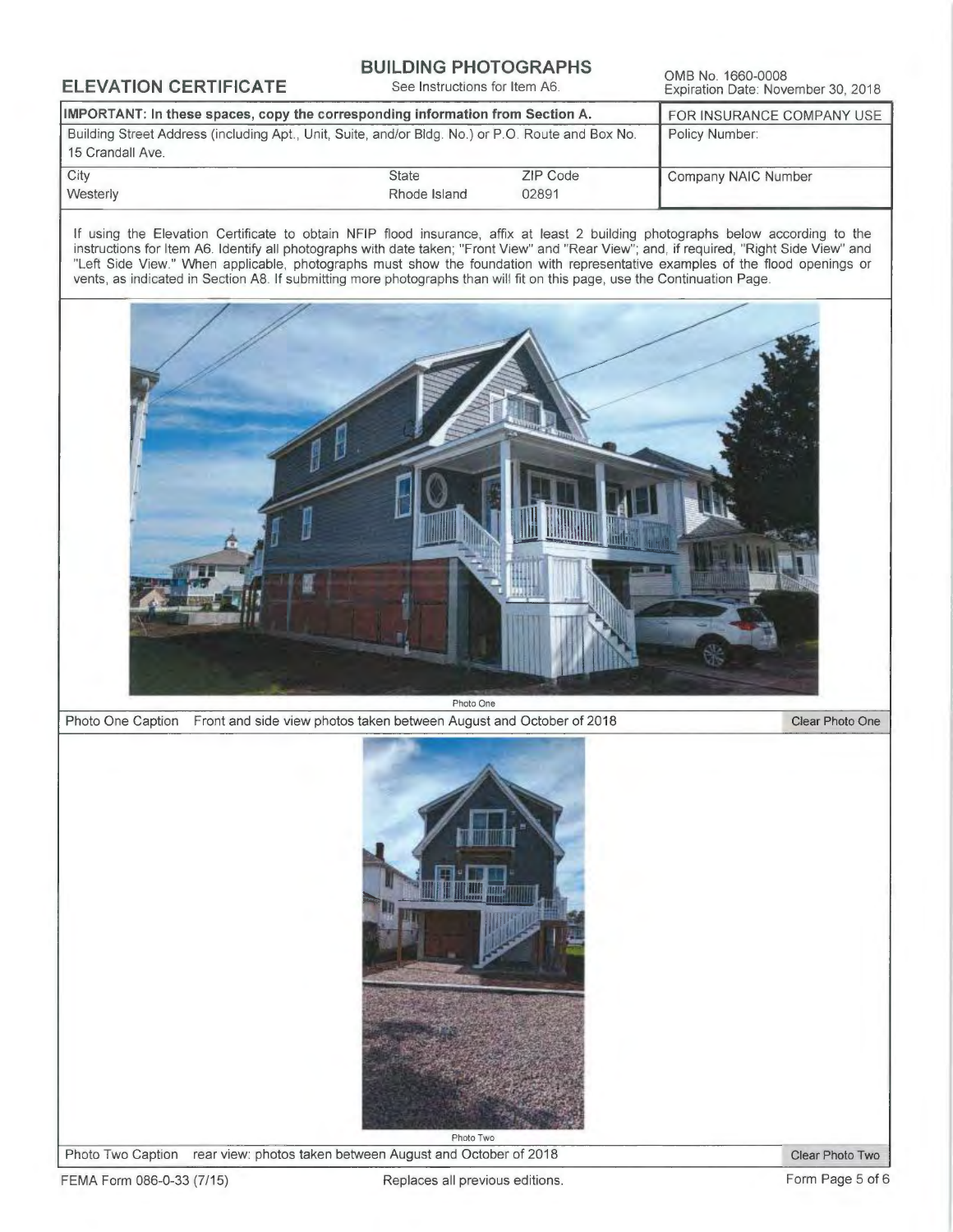# ELEVATION CERTIFICATE

## BUILDING PHOTOGRAPHS

See Instructions for Item A6.

OMB No. 1660-0008
Expiration Date: November 30, 2018

| **IMPORTANT: In these spaces, copy the corresponding information from Section A.** | | | FOR INSURANCE COMPANY USE |
|---|---|---|---|
| Building Street Address (including Apt., Unit, Suite, and/or Bldg. No.) or P.O. Route and Box No. 15 Crandall Ave. | | | Policy Number: |
| City Westerly | State Rhode Island | ZIP Code 02891 | Company NAIC Number |

If using the Elevation Certificate to obtain NFIP flood insurance, affix at least 2 building photographs below according to the instructions for Item A6. Identify all photographs with date taken; "Front View" and "Rear View"; and, if required, "Right Side View" and "Left Side View." When applicable, photographs must show the foundation with representative examples of the flood openings or vents, as indicated in Section A8. If submitting more photographs than will fit on this page, use the Continuation Page.

Photo One

Photo One Caption Front and side view photos taken between August and October of 2018

Clear Photo One

Photo Two

Photo Two Caption rear view: photos taken between August and October of 2018

Clear Photo Two

FEMA Form 086-0-33 (7/15) Replaces all previous editions.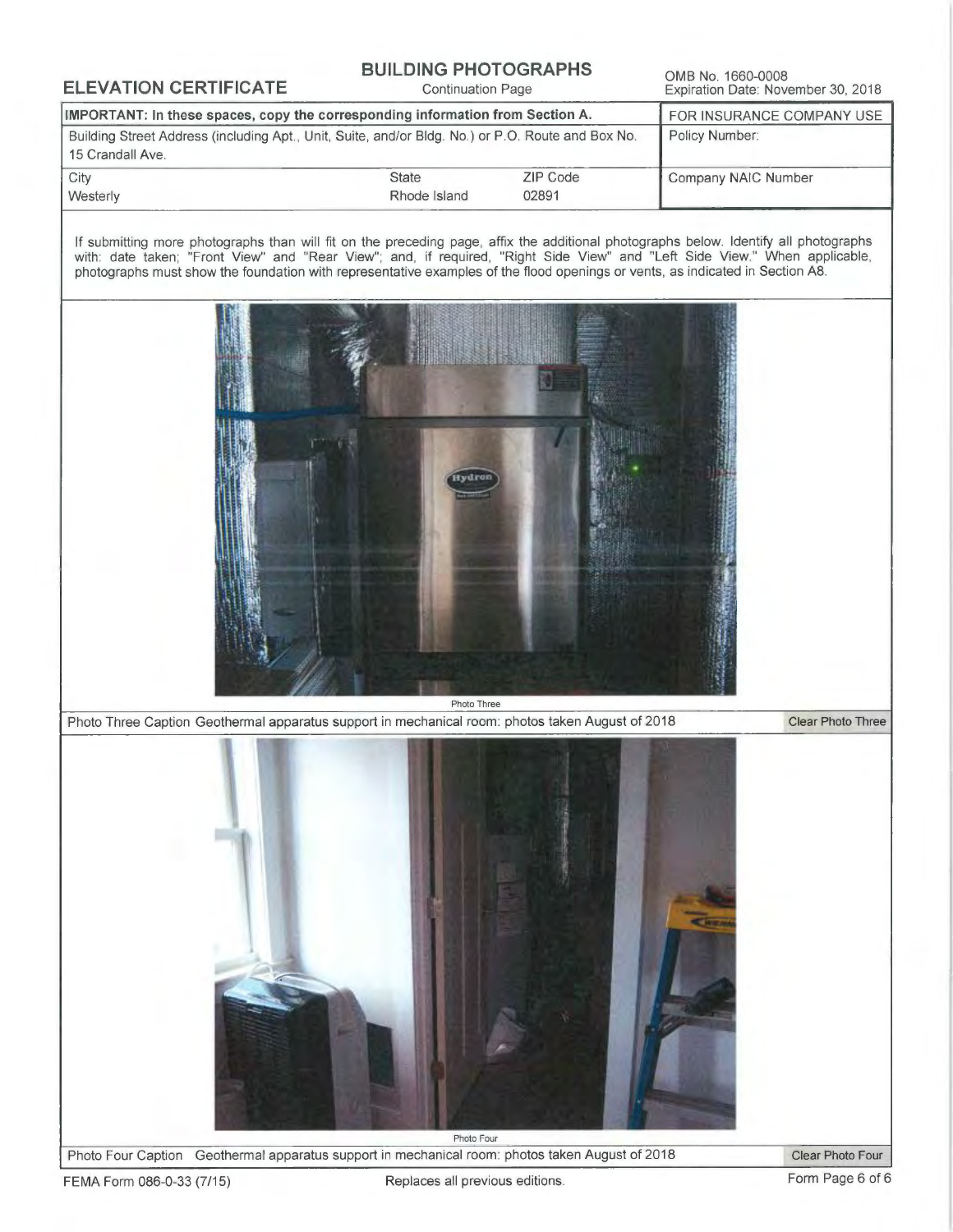# ELEVATION CERTIFICATE

## BUILDING PHOTOGRAPHS

Continuation Page

OMB No. 1660-0008
Expiration Date: November 30, 2018

| IMPORTANT: In these spaces, copy the corresponding information from Section A. | | | FOR INSURANCE COMPANY USE |
|---|---|---|---|
| Building Street Address (including Apt., Unit, Suite, and/or Bldg. No.) or P.O. Route and Box No.<br>15 Crandall Ave. | | | Policy Number: |
| City<br>Westerly | State<br>Rhode Island | ZIP Code<br>02891 | Company NAIC Number |

If submitting more photographs than will fit on the preceding page, affix the additional photographs below. Identify all photographs with: date taken; "Front View" and "Rear View"; and, if required, "Right Side View" and "Left Side View." When applicable, photographs must show the foundation with representative examples of the flood openings or vents, as indicated in Section A8.

Photo Three

Photo Three Caption Geothermal apparatus support in mechanical room: photos taken August of 2018

Clear Photo Three

Photo Four

Photo Four Caption Geothermal apparatus support in mechanical room: photos taken August of 2018

Clear Photo Four

FEMA Form 086-0-33 (7/15) Replaces all previous editions.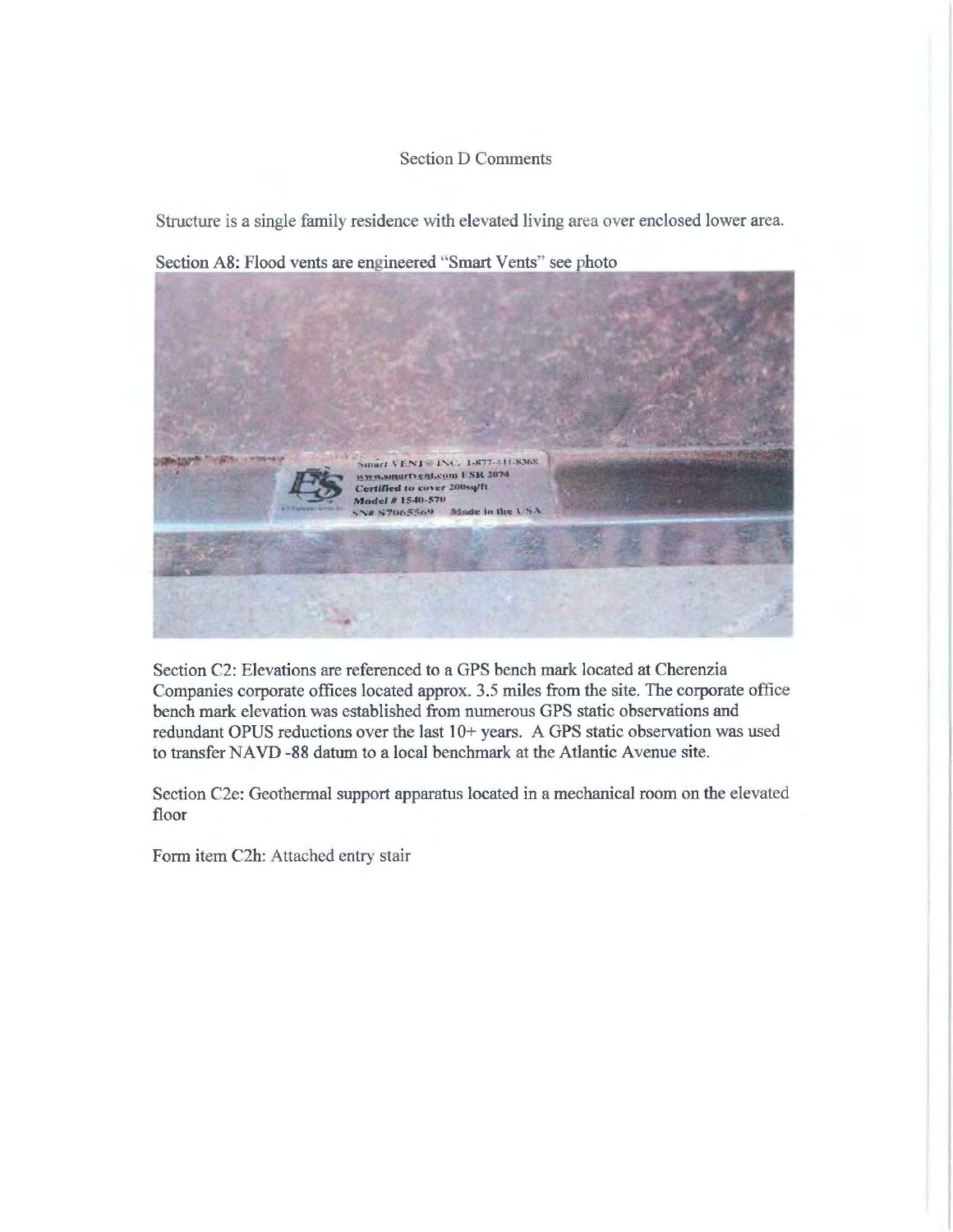## Section D Comments

Structure is a single family residence with elevated living area over enclosed lower area.

Section A8: Flood vents are engineered "Smart Vents" see photo

Section C2: Elevations are referenced to a GPS bench mark located at Cherenzia Companies corporate offices located approx. 3.5 miles from the site. The corporate office bench mark elevation was established from numerous GPS static observations and redundant OPUS reductions over the last 10+ years. A GPS static observation was used to transfer NAVD -88 datum to a local benchmark at the Atlantic Avenue site.

Section C2e: Geothermal support apparatus located in a mechanical room on the elevated floor

Form item C2h: Attached entry stair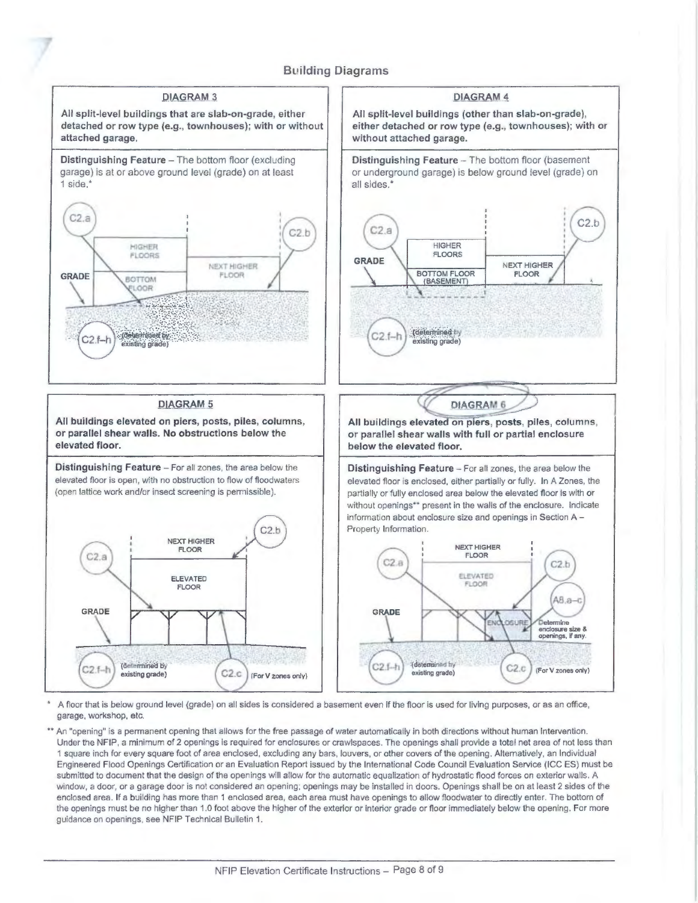## Building Diagrams

### DIAGRAM 3

**All split-level buildings that are slab-on-grade, either detached or row type (e.g., townhouses); with or without attached garage.**

**Distinguishing Feature** – The bottom floor (excluding garage) is at or above ground level (grade) on at least 1 side.*

C2.a

C2.b

HIGHER FLOORS

NEXT HIGHER FLOOR

GRADE

BOTTOM FLOOR

C2.f–h (determined by existing grade)

### DIAGRAM 4

**All split-level buildings (other than slab-on-grade), either detached or row type (e.g., townhouses); with or without attached garage.**

**Distinguishing Feature** – The bottom floor (basement or underground garage) is below ground level (grade) on all sides.*

C2.a

C2.b

HIGHER FLOORS

GRADE

BOTTOM FLOOR (BASEMENT)

NEXT HIGHER FLOOR

C2.f–h (determined by existing grade)

### DIAGRAM 5

**All buildings elevated on piers, posts, piles, columns, or parallel shear walls. No obstructions below the elevated floor.**

**Distinguishing Feature** – For all zones, the area below the elevated floor is open, with no obstruction to flow of floodwaters (open lattice work and/or insect screening is permissible).

C2.a

C2.b

NEXT HIGHER FLOOR

ELEVATED FLOOR

GRADE

C2.f–h (determined by existing grade)

C2.c (For V zones only)

### DIAGRAM 6

**All buildings elevated on piers, posts, piles, columns, or parallel shear walls with full or partial enclosure below the elevated floor.**

**Distinguishing Feature** – For all zones, the area below the elevated floor is enclosed, either partially or fully. In A Zones, the partially or fully enclosed area below the elevated floor is with or without openings** present in the walls of the enclosure. Indicate information about enclosure size and openings in Section A – Property Information.

C2.a

NEXT HIGHER FLOOR

C2.b

ELEVATED FLOOR

A8.a–c

GRADE

ENCLOSURE

Determine enclosure size & openings, if any.

C2.f–h (determined by existing grade)

C2.c (For V zones only)

---

\* A floor that is below ground level (grade) on all sides is considered a basement even if the floor is used for living purposes, or as an office, garage, workshop, etc.

** An "opening" is a permanent opening that allows for the free passage of water automatically in both directions without human intervention. Under the NFIP, a minimum of 2 openings is required for enclosures or crawlspaces. The openings shall provide a total net area of not less than 1 square inch for every square foot of area enclosed, excluding any bars, louvers, or other covers of the opening. Alternatively, an Individual Engineered Flood Openings Certification or an Evaluation Report issued by the International Code Council Evaluation Service (ICC ES) must be submitted to document that the design of the openings will allow for the automatic equalization of hydrostatic flood forces on exterior walls. A window, a door, or a garage door is not considered an opening; openings may be installed in doors. Openings shall be on at least 2 sides of the enclosed area. If a building has more than 1 enclosed area, each area must have openings to allow floodwater to directly enter. The bottom of the openings must be no higher than 1.0 foot above the higher of the exterior or interior grade or floor immediately below the opening. For more guidance on openings, see NFIP Technical Bulletin 1.